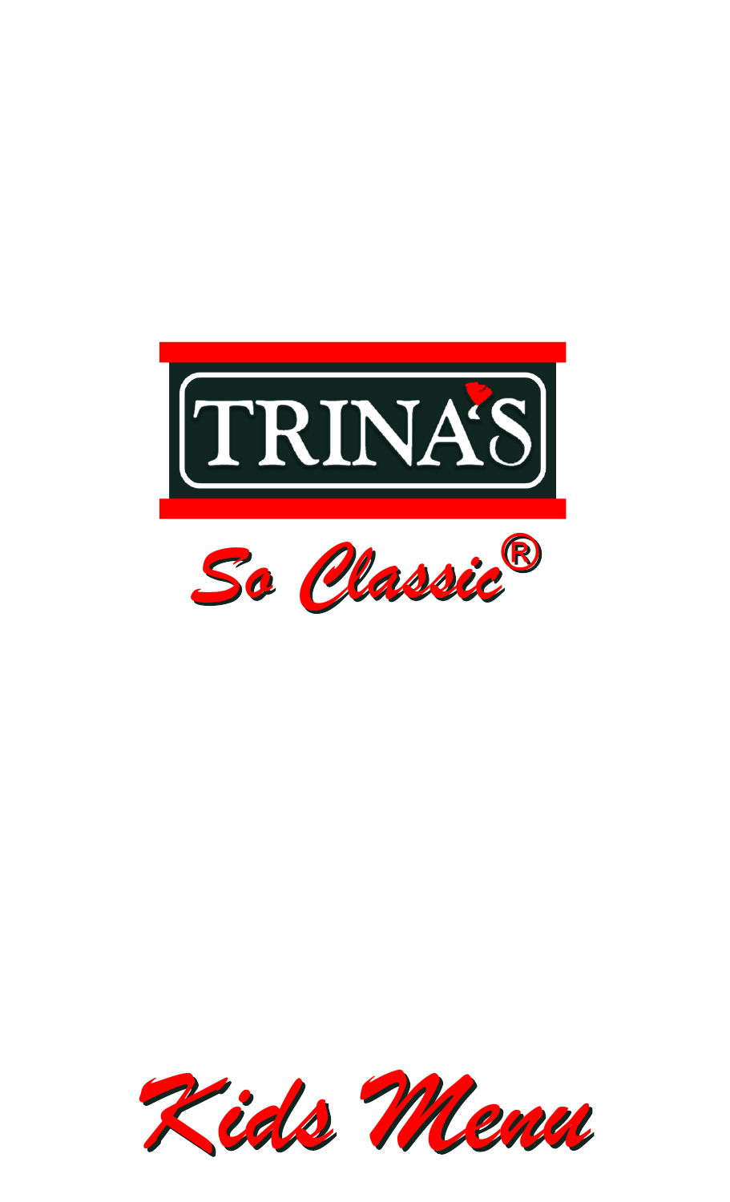# TRINA'S

*So Classic®*

## *Kids Menu*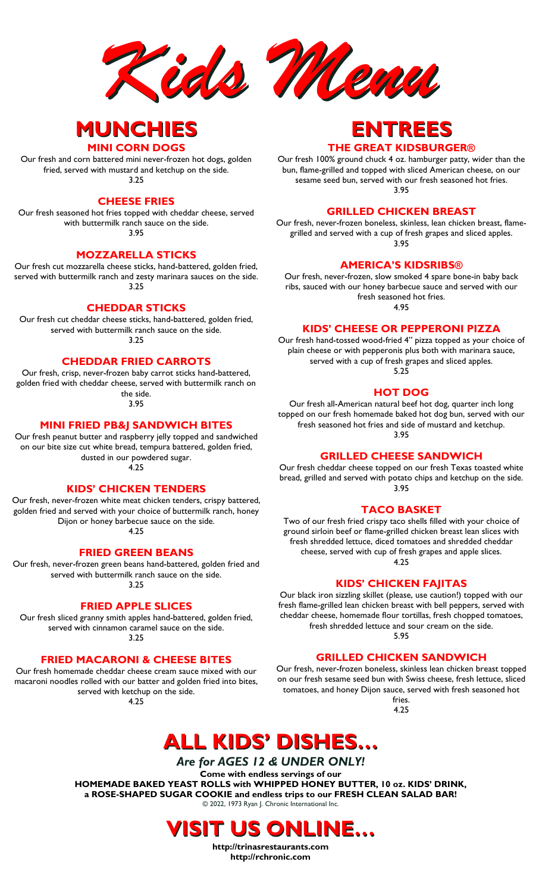# Kids Menu

## MUNCHIES

### MINI CORN DOGS

Our fresh and corn battered mini never-frozen hot dogs, golden fried, served with mustard and ketchup on the side.
3.25

### CHEESE FRIES

Our fresh seasoned hot fries topped with cheddar cheese, served with buttermilk ranch sauce on the side.
3.95

### MOZZARELLA STICKS

Our fresh cut mozzarella cheese sticks, hand-battered, golden fried, served with buttermilk ranch and zesty marinara sauces on the side.
3.25

### CHEDDAR STICKS

Our fresh cut cheddar cheese sticks, hand-battered, golden fried, served with buttermilk ranch sauce on the side.
3.25

### CHEDDAR FRIED CARROTS

Our fresh, crisp, never-frozen baby carrot sticks hand-battered, golden fried with cheddar cheese, served with buttermilk ranch on the side.
3.95

### MINI FRIED PB&J SANDWICH BITES

Our fresh peanut butter and raspberry jelly topped and sandwiched on our bite size cut white bread, tempura battered, golden fried, dusted in our powdered sugar.
4.25

### KIDS' CHICKEN TENDERS

Our fresh, never-frozen white meat chicken tenders, crispy battered, golden fried and served with your choice of buttermilk ranch, honey Dijon or honey barbecue sauce on the side.
4.25

### FRIED GREEN BEANS

Our fresh, never-frozen green beans hand-battered, golden fried and served with buttermilk ranch sauce on the side.
3.25

### FRIED APPLE SLICES

Our fresh sliced granny smith apples hand-battered, golden fried, served with cinnamon caramel sauce on the side.
3.25

### FRIED MACARONI & CHEESE BITES

Our fresh homemade cheddar cheese cream sauce mixed with our macaroni noodles rolled with our batter and golden fried into bites, served with ketchup on the side.
4.25

## ENTREES

### THE GREAT KIDSBURGER®

Our fresh 100% ground chuck 4 oz. hamburger patty, wider than the bun, flame-grilled and topped with sliced American cheese, on our sesame seed bun, served with our fresh seasoned hot fries.
3.95

### GRILLED CHICKEN BREAST

Our fresh, never-frozen boneless, skinless, lean chicken breast, flame-grilled and served with a cup of fresh grapes and sliced apples.
3.95

### AMERICA'S KIDSRIBS®

Our fresh, never-frozen, slow smoked 4 spare bone-in baby back ribs, sauced with our honey barbecue sauce and served with our fresh seasoned hot fries.
4.95

### KIDS' CHEESE OR PEPPERONI PIZZA

Our fresh hand-tossed wood-fried 4" pizza topped as your choice of plain cheese or with pepperonis plus both with marinara sauce, served with a cup of fresh grapes and sliced apples.
5.25

### HOT DOG

Our fresh all-American natural beef hot dog, quarter inch long topped on our fresh homemade baked hot dog bun, served with our fresh seasoned hot fries and side of mustard and ketchup.
3.95

### GRILLED CHEESE SANDWICH

Our fresh cheddar cheese topped on our fresh Texas toasted white bread, grilled and served with potato chips and ketchup on the side.
3.95

### TACO BASKET

Two of our fresh fried crispy taco shells filled with your choice of ground sirloin beef or flame-grilled chicken breast lean slices with fresh shredded lettuce, diced tomatoes and shredded cheddar cheese, served with cup of fresh grapes and apple slices.
4.25

### KIDS' CHICKEN FAJITAS

Our black iron sizzling skillet (please, use caution!) topped with our fresh flame-grilled lean chicken breast with bell peppers, served with cheddar cheese, homemade flour tortillas, fresh chopped tomatoes, fresh shredded lettuce and sour cream on the side.
5.95

### GRILLED CHICKEN SANDWICH

Our fresh, never-frozen boneless, skinless lean chicken breast topped on our fresh sesame seed bun with Swiss cheese, fresh lettuce, sliced tomatoes, and honey Dijon sauce, served with fresh seasoned hot fries.
4.25

## ALL KIDS' DISHES...

*Are for AGES 12 & UNDER ONLY!*

**Come with endless servings of our HOMEMADE BAKED YEAST ROLLS with WHIPPED HONEY BUTTER, 10 oz. KIDS' DRINK, a ROSE-SHAPED SUGAR COOKIE and endless trips to our FRESH CLEAN SALAD BAR!**

© 2022, 1973 Ryan J. Chronic International Inc.

## VISIT US ONLINE...

**http://trinasrestaurants.com**
**http://rchronic.com**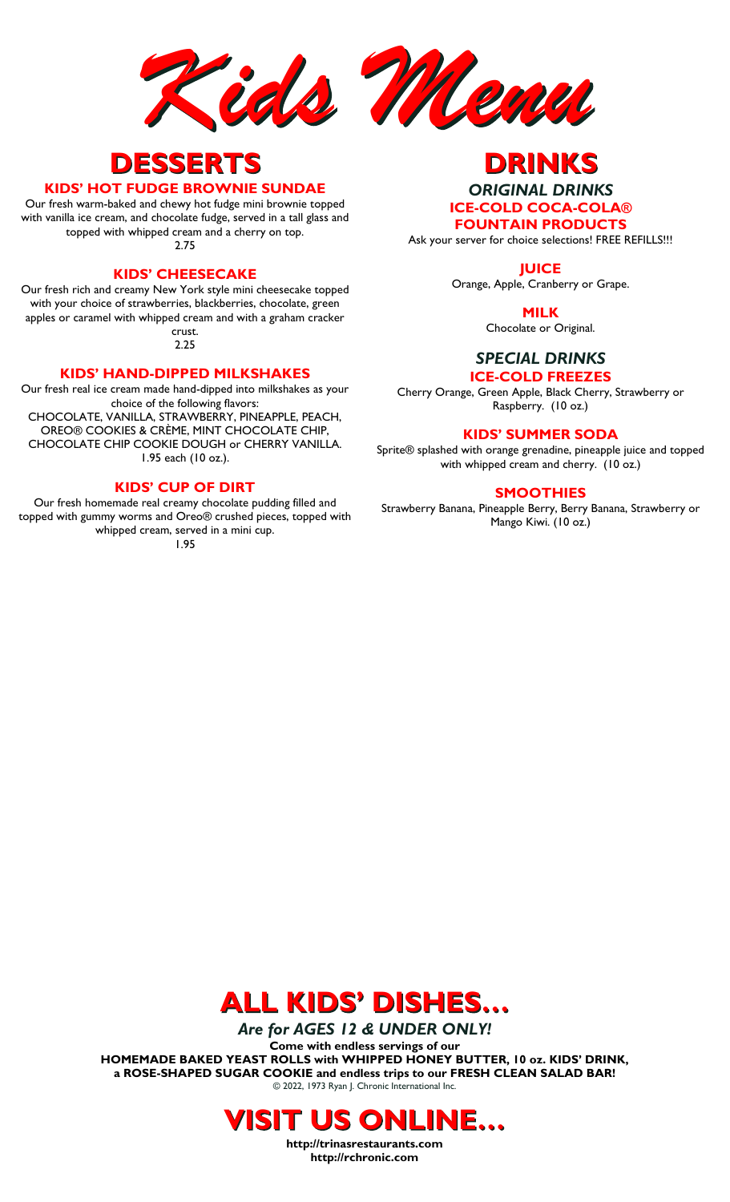# Kids Menu

## DESSERTS

### KIDS' HOT FUDGE BROWNIE SUNDAE

Our fresh warm-baked and chewy hot fudge mini brownie topped with vanilla ice cream, and chocolate fudge, served in a tall glass and topped with whipped cream and a cherry on top.
2.75

### KIDS' CHEESECAKE

Our fresh rich and creamy New York style mini cheesecake topped with your choice of strawberries, blackberries, chocolate, green apples or caramel with whipped cream and with a graham cracker crust.
2.25

### KIDS' HAND-DIPPED MILKSHAKES

Our fresh real ice cream made hand-dipped into milkshakes as your choice of the following flavors:
CHOCOLATE, VANILLA, STRAWBERRY, PINEAPPLE, PEACH, OREO® COOKIES & CRÈME, MINT CHOCOLATE CHIP, CHOCOLATE CHIP COOKIE DOUGH or CHERRY VANILLA.
1.95 each (10 oz.).

### KIDS' CUP OF DIRT

Our fresh homemade real creamy chocolate pudding filled and topped with gummy worms and Oreo® crushed pieces, topped with whipped cream, served in a mini cup.
1.95

## DRINKS

### *ORIGINAL DRINKS*

### ICE-COLD COCA-COLA® FOUNTAIN PRODUCTS

Ask your server for choice selections! FREE REFILLS!!!

### JUICE

Orange, Apple, Cranberry or Grape.

### MILK

Chocolate or Original.

### *SPECIAL DRINKS*

### ICE-COLD FREEZES

Cherry Orange, Green Apple, Black Cherry, Strawberry or Raspberry. (10 oz.)

### KIDS' SUMMER SODA

Sprite® splashed with orange grenadine, pineapple juice and topped with whipped cream and cherry. (10 oz.)

### SMOOTHIES

Strawberry Banana, Pineapple Berry, Berry Banana, Strawberry or Mango Kiwi. (10 oz.)

## ALL KIDS' DISHES...

*Are for AGES 12 & UNDER ONLY!*

**Come with endless servings of our HOMEMADE BAKED YEAST ROLLS with WHIPPED HONEY BUTTER, 10 oz. KIDS' DRINK, a ROSE-SHAPED SUGAR COOKIE and endless trips to our FRESH CLEAN SALAD BAR!**

© 2022, 1973 Ryan J. Chronic International Inc.

## VISIT US ONLINE...

**http://trinasrestaurants.com**
**http://rchronic.com**